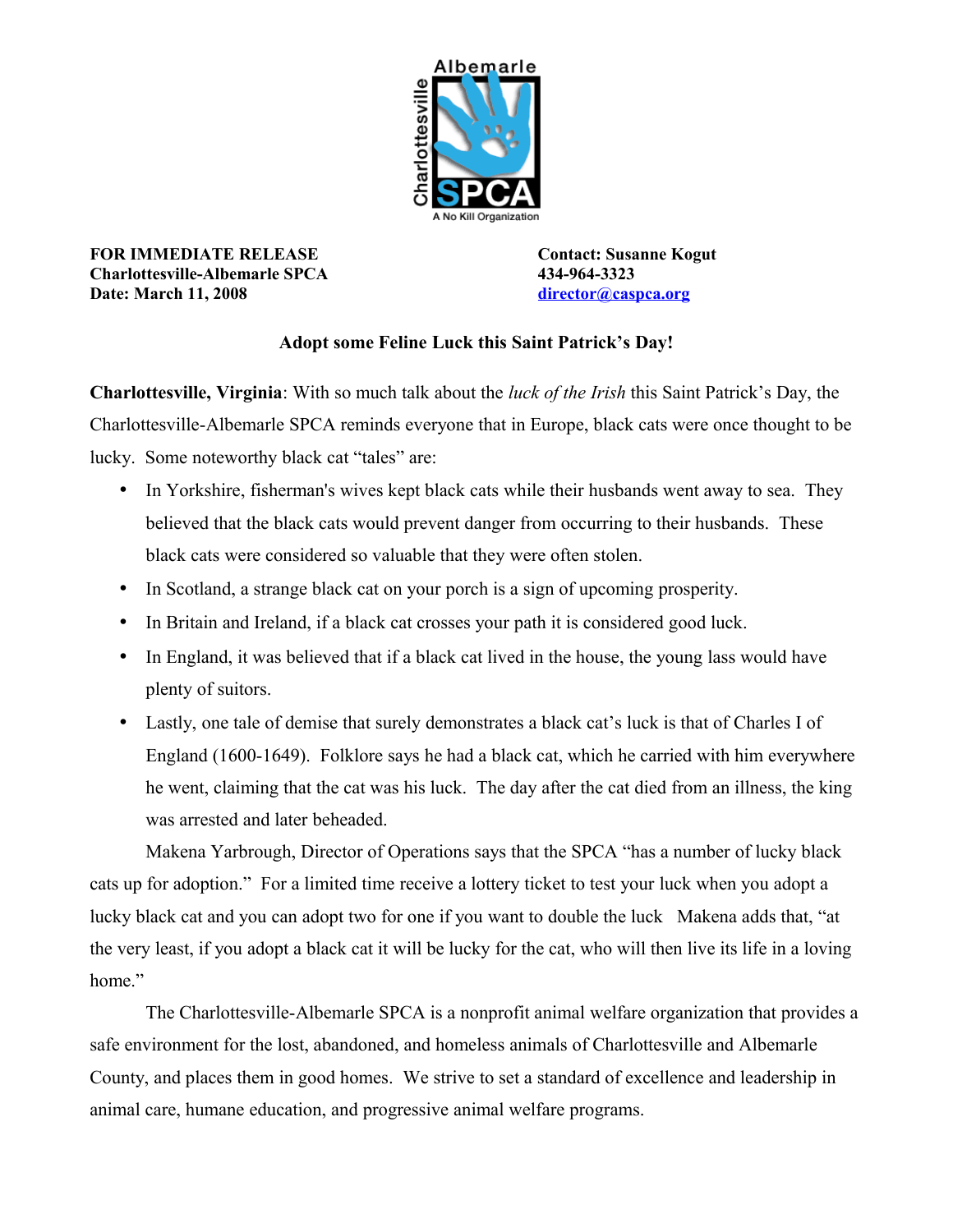Charlottesville Albemarle SPCA
A No Kill Organization

**FOR IMMEDIATE RELEASE**
**Charlottesville-Albemarle SPCA**
**Date: March 11, 2008**

**Contact: Susanne Kogut**
**434-964-3323**
**director@caspca.org**

## Adopt some Feline Luck this Saint Patrick's Day!

**Charlottesville, Virginia**: With so much talk about the *luck of the Irish* this Saint Patrick's Day, the Charlottesville-Albemarle SPCA reminds everyone that in Europe, black cats were once thought to be lucky. Some noteworthy black cat "tales" are:

- In Yorkshire, fisherman's wives kept black cats while their husbands went away to sea. They believed that the black cats would prevent danger from occurring to their husbands. These black cats were considered so valuable that they were often stolen.
- In Scotland, a strange black cat on your porch is a sign of upcoming prosperity.
- In Britain and Ireland, if a black cat crosses your path it is considered good luck.
- In England, it was believed that if a black cat lived in the house, the young lass would have plenty of suitors.
- Lastly, one tale of demise that surely demonstrates a black cat's luck is that of Charles I of England (1600-1649). Folklore says he had a black cat, which he carried with him everywhere he went, claiming that the cat was his luck. The day after the cat died from an illness, the king was arrested and later beheaded.

Makena Yarbrough, Director of Operations says that the SPCA "has a number of lucky black cats up for adoption." For a limited time receive a lottery ticket to test your luck when you adopt a lucky black cat and you can adopt two for one if you want to double the luck Makena adds that, "at the very least, if you adopt a black cat it will be lucky for the cat, who will then live its life in a loving home."

The Charlottesville-Albemarle SPCA is a nonprofit animal welfare organization that provides a safe environment for the lost, abandoned, and homeless animals of Charlottesville and Albemarle County, and places them in good homes. We strive to set a standard of excellence and leadership in animal care, humane education, and progressive animal welfare programs.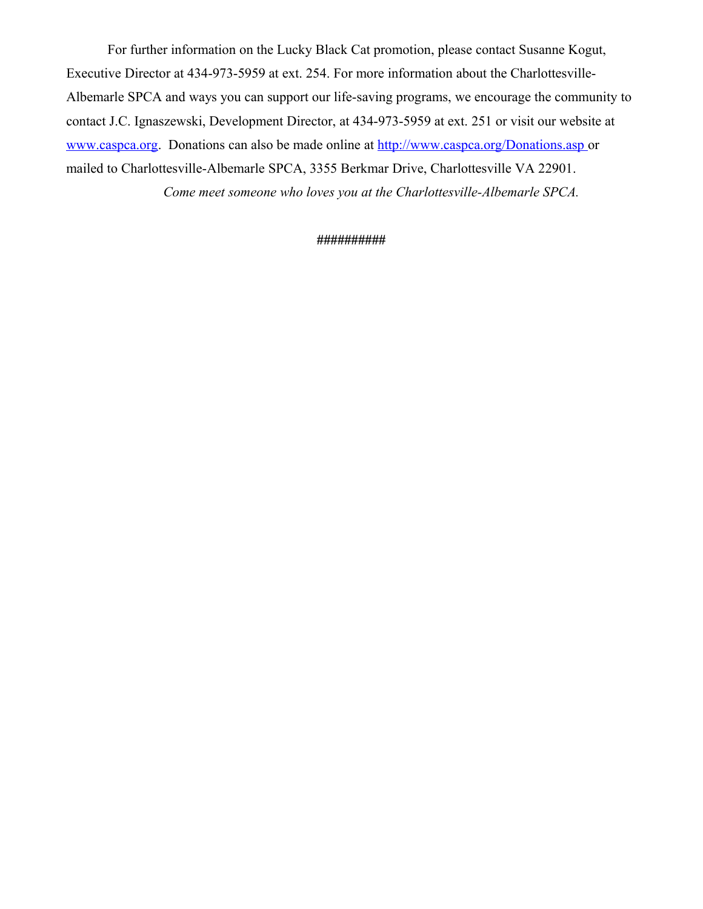For further information on the Lucky Black Cat promotion, please contact Susanne Kogut, Executive Director at 434-973-5959 at ext. 254. For more information about the Charlottesville-Albemarle SPCA and ways you can support our life-saving programs, we encourage the community to contact J.C. Ignaszewski, Development Director, at 434-973-5959 at ext. 251 or visit our website at www.caspca.org. Donations can also be made online at http://www.caspca.org/Donations.asp or mailed to Charlottesville-Albemarle SPCA, 3355 Berkmar Drive, Charlottesville VA 22901.

*Come meet someone who loves you at the Charlottesville-Albemarle SPCA.*

##########